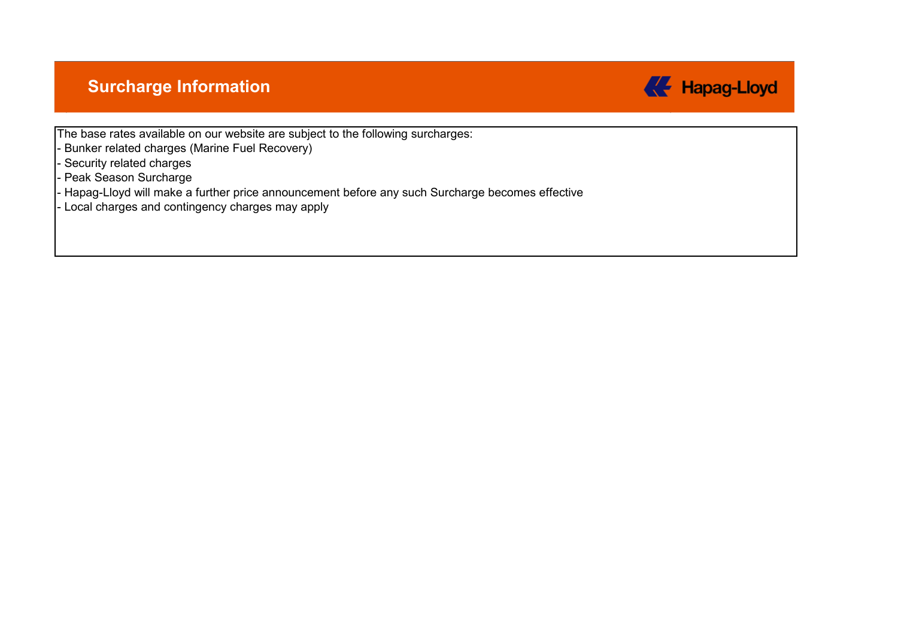# Surcharge Information

Hapag-Lloyd

The base rates available on our website are subject to the following surcharges:

- Bunker related charges (Marine Fuel Recovery)
- Security related charges
- Peak Season Surcharge
- Hapag-Lloyd will make a further price announcement before any such Surcharge becomes effective
- Local charges and contingency charges may apply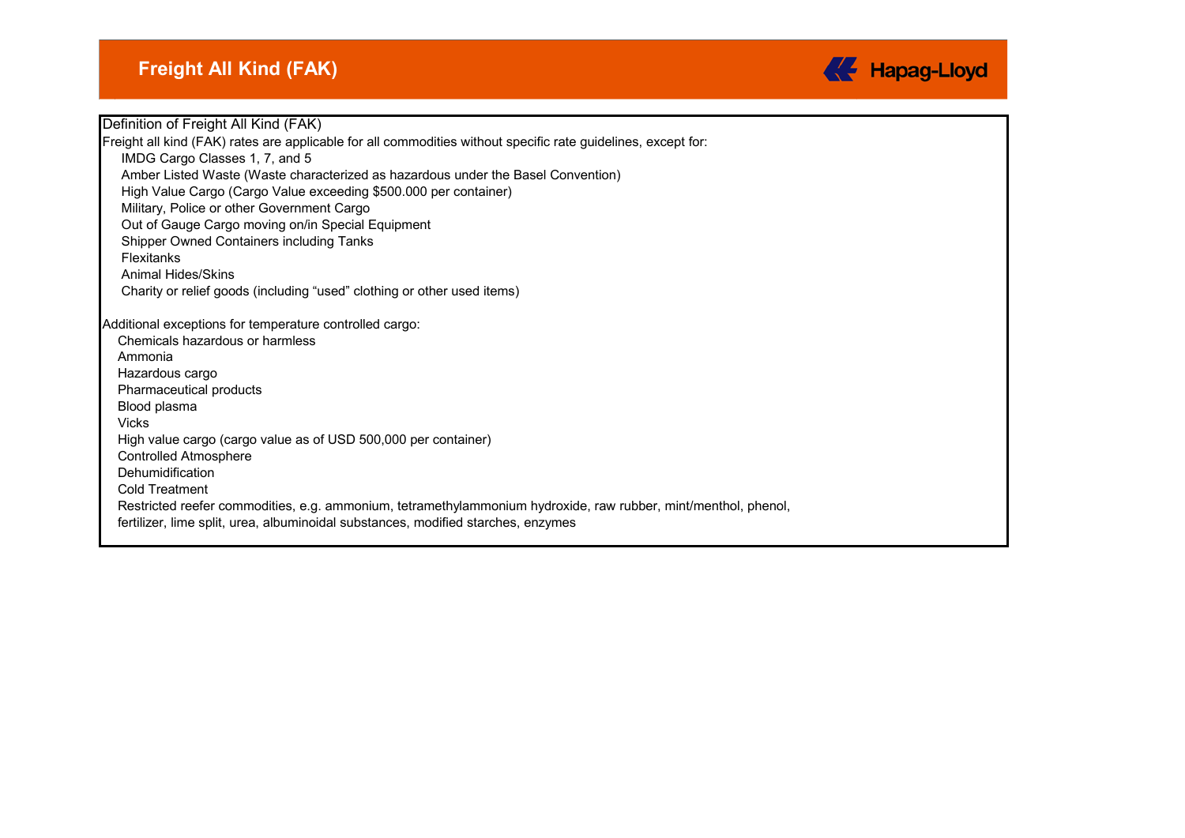# Freight All Kind (FAK)

Hapag-Lloyd

Definition of Freight All Kind (FAK)

Freight all kind (FAK) rates are applicable for all commodities without specific rate guidelines, except for:

- IMDG Cargo Classes 1, 7, and 5
- Amber Listed Waste (Waste characterized as hazardous under the Basel Convention)
- High Value Cargo (Cargo Value exceeding $500.000 per container)
- Military, Police or other Government Cargo
- Out of Gauge Cargo moving on/in Special Equipment
- Shipper Owned Containers including Tanks
- Flexitanks
- Animal Hides/Skins
- Charity or relief goods (including “used” clothing or other used items)

Additional exceptions for temperature controlled cargo:

- Chemicals hazardous or harmless
- Ammonia
- Hazardous cargo
- Pharmaceutical products
- Blood plasma
- Vicks
- High value cargo (cargo value as of USD 500,000 per container)
- Controlled Atmosphere
- Dehumidification
- Cold Treatment
- Restricted reefer commodities, e.g. ammonium, tetramethylammonium hydroxide, raw rubber, mint/menthol, phenol, fertilizer, lime split, urea, albuminoidal substances, modified starches, enzymes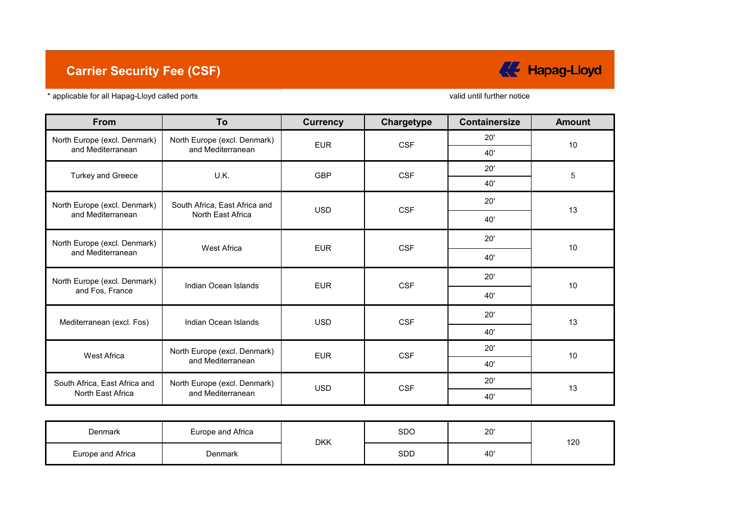# Carrier Security Fee (CSF)

Hapag-Lloyd

* applicable for all Hapag-Lloyd called ports

valid until further notice

| From | To | Currency | Chargetype | Containersize | Amount |
|---|---|---|---|---|---|
| North Europe (excl. Denmark) and Mediterranean | North Europe (excl. Denmark) and Mediterranean | EUR | CSF | 20' | 10 |
| | | | | 40' | |
| Turkey and Greece | U.K. | GBP | CSF | 20' | 5 |
| | | | | 40' | |
| North Europe (excl. Denmark) and Mediterranean | South Africa, East Africa and North East Africa | USD | CSF | 20' | 13 |
| | | | | 40' | |
| North Europe (excl. Denmark) and Mediterranean | West Africa | EUR | CSF | 20' | 10 |
| | | | | 40' | |
| North Europe (excl. Denmark) and Fos, France | Indian Ocean Islands | EUR | CSF | 20' | 10 |
| | | | | 40' | |
| Mediterranean (excl. Fos) | Indian Ocean Islands | USD | CSF | 20' | 13 |
| | | | | 40' | |
| West Africa | North Europe (excl. Denmark) and Mediterranean | EUR | CSF | 20' | 10 |
| | | | | 40' | |
| South Africa, East Africa and North East Africa | North Europe (excl. Denmark) and Mediterranean | USD | CSF | 20' | 13 |
| | | | | 40' | |

| From | To | Currency | Chargetype | Containersize | Amount |
|---|---|---|---|---|---|
| Denmark | Europe and Africa | DKK | SDO | 20' | 120 |
| Europe and Africa | Denmark | | SDD | 40' | |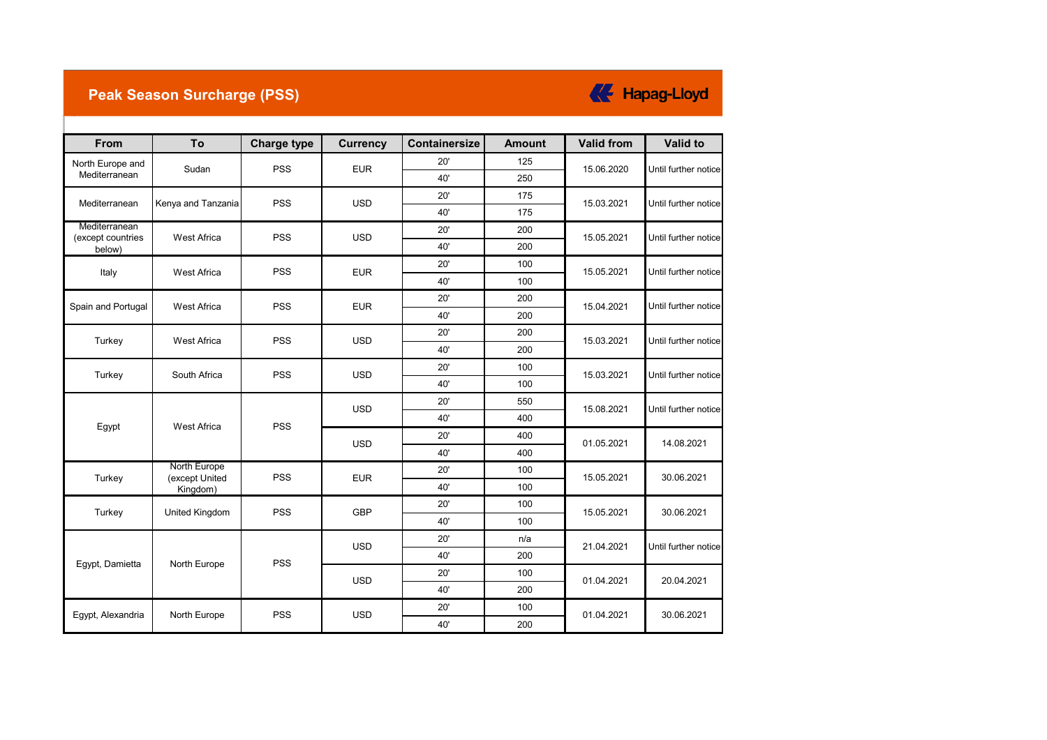# Peak Season Surcharge (PSS)

Hapag-Lloyd

| From | To | Charge type | Currency | Containersize | Amount | Valid from | Valid to |
|---|---|---|---|---|---|---|---|
| North Europe and Mediterranean | Sudan | PSS | EUR | 20' | 125 | 15.06.2020 | Until further notice |
| | | | | 40' | 250 | | |
| Mediterranean | Kenya and Tanzania | PSS | USD | 20' | 175 | 15.03.2021 | Until further notice |
| | | | | 40' | 175 | | |
| Mediterranean (except countries below) | West Africa | PSS | USD | 20' | 200 | 15.05.2021 | Until further notice |
| | | | | 40' | 200 | | |
| Italy | West Africa | PSS | EUR | 20' | 100 | 15.05.2021 | Until further notice |
| | | | | 40' | 100 | | |
| Spain and Portugal | West Africa | PSS | EUR | 20' | 200 | 15.04.2021 | Until further notice |
| | | | | 40' | 200 | | |
| Turkey | West Africa | PSS | USD | 20' | 200 | 15.03.2021 | Until further notice |
| | | | | 40' | 200 | | |
| Turkey | South Africa | PSS | USD | 20' | 100 | 15.03.2021 | Until further notice |
| | | | | 40' | 100 | | |
| Egypt | West Africa | PSS | USD | 20' | 550 | 15.08.2021 | Until further notice |
| | | | | 40' | 400 | | |
| | | | USD | 20' | 400 | 01.05.2021 | 14.08.2021 |
| | | | | 40' | 400 | | |
| Turkey | North Europe (except United Kingdom) | PSS | EUR | 20' | 100 | 15.05.2021 | 30.06.2021 |
| | | | | 40' | 100 | | |
| Turkey | United Kingdom | PSS | GBP | 20' | 100 | 15.05.2021 | 30.06.2021 |
| | | | | 40' | 100 | | |
| Egypt, Damietta | North Europe | PSS | USD | 20' | n/a | 21.04.2021 | Until further notice |
| | | | | 40' | 200 | | |
| | | | USD | 20' | 100 | 01.04.2021 | 20.04.2021 |
| | | | | 40' | 200 | | |
| Egypt, Alexandria | North Europe | PSS | USD | 20' | 100 | 01.04.2021 | 30.06.2021 |
| | | | | 40' | 200 | | |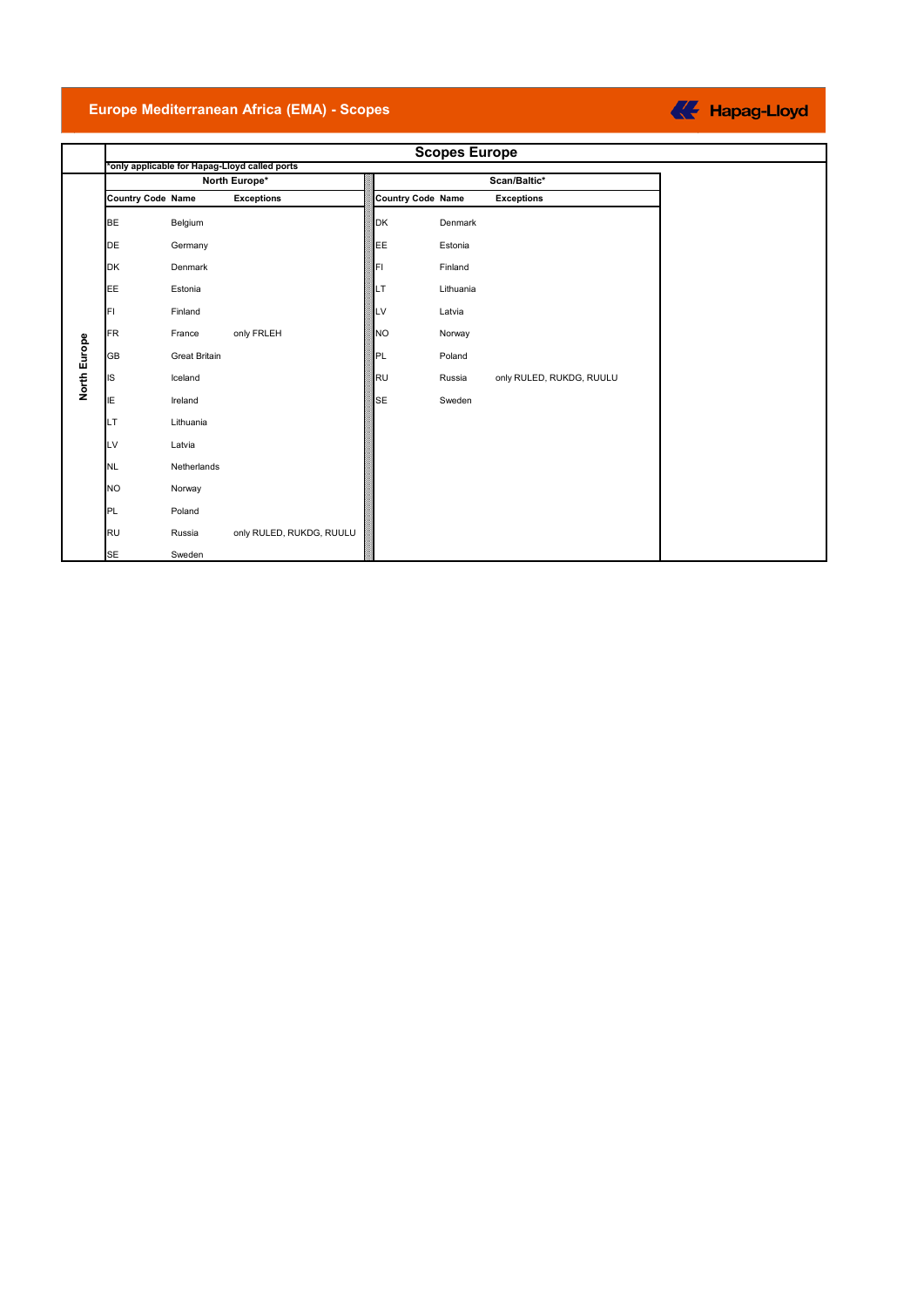# Europe Mediterranean Africa (EMA) - Scopes

## Scopes Europe

*only applicable for Hapag-Lloyd called ports

**North Europe**

| North Europe* | | | Scan/Baltic* | | |
|---|---|---|---|---|---|
| Country Code | Name | Exceptions | Country Code | Name | Exceptions |
| BE | Belgium | | DK | Denmark | |
| DE | Germany | | EE | Estonia | |
| DK | Denmark | | FI | Finland | |
| EE | Estonia | | LT | Lithuania | |
| FI | Finland | | LV | Latvia | |
| FR | France | only FRLEH | NO | Norway | |
| GB | Great Britain | | PL | Poland | |
| IS | Iceland | | RU | Russia | only RULED, RUKDG, RUULU |
| IE | Ireland | | SE | Sweden | |
| LT | Lithuania | | | | |
| LV | Latvia | | | | |
| NL | Netherlands | | | | |
| NO | Norway | | | | |
| PL | Poland | | | | |
| RU | Russia | only RULED, RUKDG, RUULU | | | |
| SE | Sweden | | | | |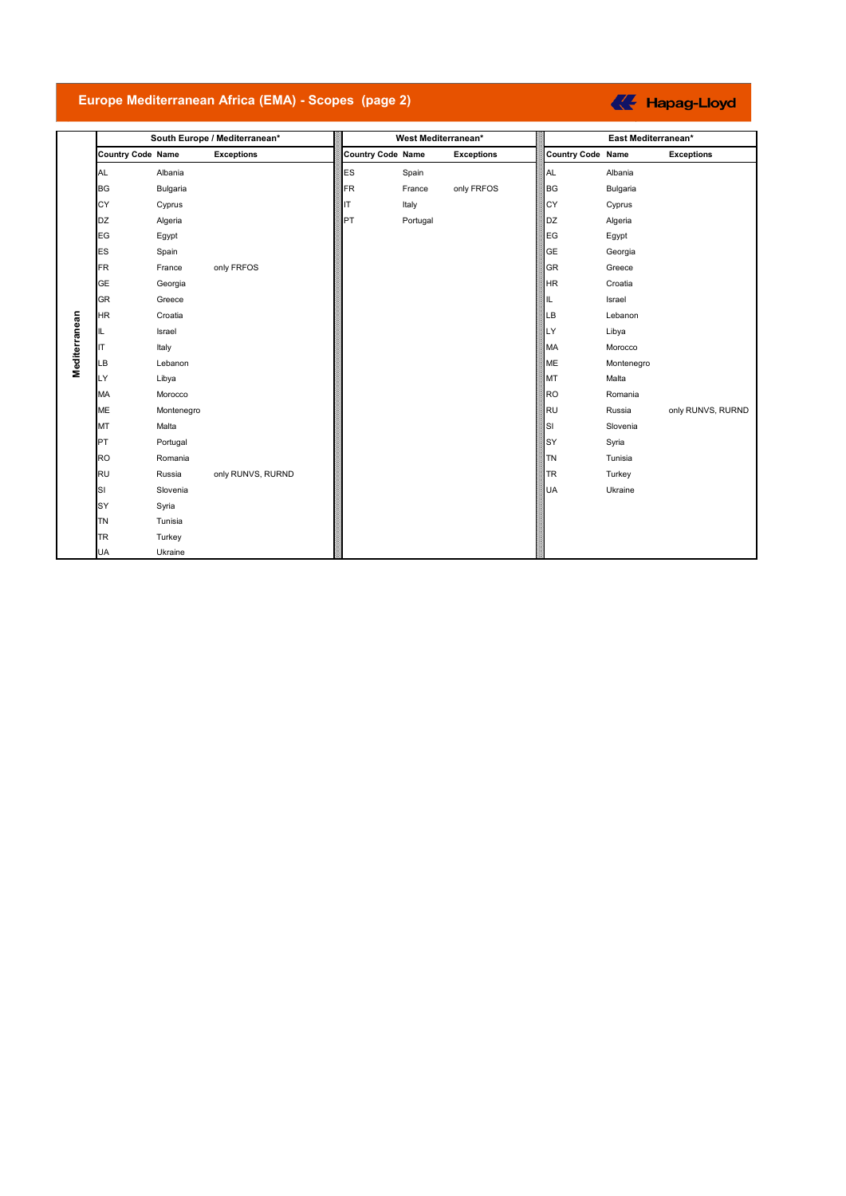# Europe Mediterranean Africa (EMA) - Scopes (page 2)

Hapag-Lloyd

**Mediterranean**

**South Europe / Mediterranean***

| Country Code | Name | Exceptions |
|---|---|---|
| AL | Albania | |
| BG | Bulgaria | |
| CY | Cyprus | |
| DZ | Algeria | |
| EG | Egypt | |
| ES | Spain | |
| FR | France | only FRFOS |
| GE | Georgia | |
| GR | Greece | |
| HR | Croatia | |
| IL | Israel | |
| IT | Italy | |
| LB | Lebanon | |
| LY | Libya | |
| MA | Morocco | |
| ME | Montenegro | |
| MT | Malta | |
| PT | Portugal | |
| RO | Romania | |
| RU | Russia | only RUNVS, RURND |
| SI | Slovenia | |
| SY | Syria | |
| TN | Tunisia | |
| TR | Turkey | |
| UA | Ukraine | |

**West Mediterranean***

| Country Code | Name | Exceptions |
|---|---|---|
| ES | Spain | |
| FR | France | only FRFOS |
| IT | Italy | |
| PT | Portugal | |

**East Mediterranean***

| Country Code | Name | Exceptions |
|---|---|---|
| AL | Albania | |
| BG | Bulgaria | |
| CY | Cyprus | |
| DZ | Algeria | |
| EG | Egypt | |
| GE | Georgia | |
| GR | Greece | |
| HR | Croatia | |
| IL | Israel | |
| LB | Lebanon | |
| LY | Libya | |
| MA | Morocco | |
| ME | Montenegro | |
| MT | Malta | |
| RO | Romania | |
| RU | Russia | only RUNVS, RURND |
| SI | Slovenia | |
| SY | Syria | |
| TN | Tunisia | |
| TR | Turkey | |
| UA | Ukraine | |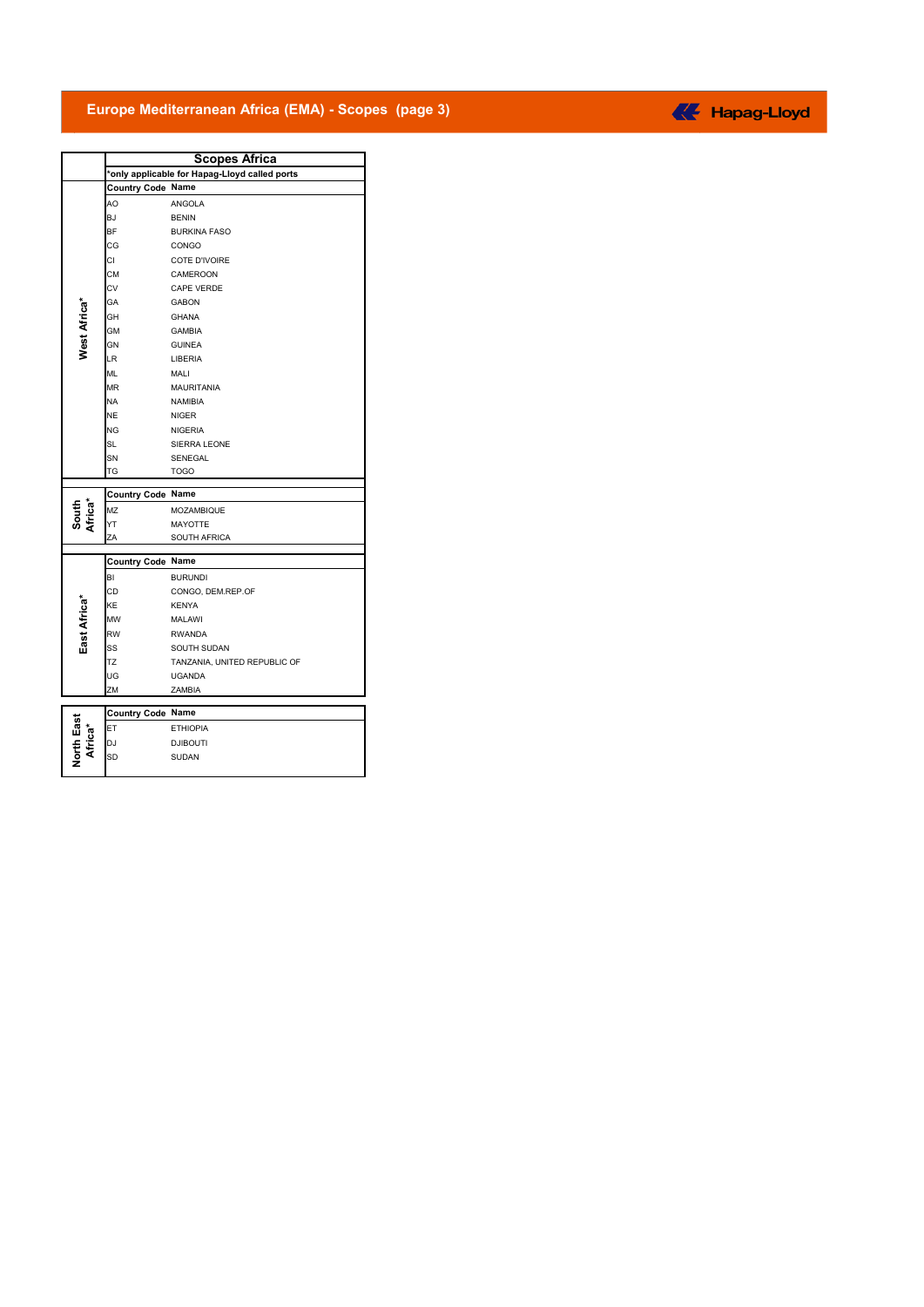# Europe Mediterranean Africa (EMA) - Scopes (page 3)

| | Scopes Africa | |
|---|---|---|
| | *only applicable for Hapag-Lloyd called ports | |
| **West Africa*** | **Country Code** | **Name** |
| | AO | ANGOLA |
| | BJ | BENIN |
| | BF | BURKINA FASO |
| | CG | CONGO |
| | CI | COTE D'IVOIRE |
| | CM | CAMEROON |
| | CV | CAPE VERDE |
| | GA | GABON |
| | GH | GHANA |
| | GM | GAMBIA |
| | GN | GUINEA |
| | LR | LIBERIA |
| | ML | MALI |
| | MR | MAURITANIA |
| | NA | NAMIBIA |
| | NE | NIGER |
| | NG | NIGERIA |
| | SL | SIERRA LEONE |
| | SN | SENEGAL |
| | TG | TOGO |
| **South Africa*** | **Country Code** | **Name** |
| | MZ | MOZAMBIQUE |
| | YT | MAYOTTE |
| | ZA | SOUTH AFRICA |
| **East Africa*** | **Country Code** | **Name** |
| | BI | BURUNDI |
| | CD | CONGO, DEM.REP.OF |
| | KE | KENYA |
| | MW | MALAWI |
| | RW | RWANDA |
| | SS | SOUTH SUDAN |
| | TZ | TANZANIA, UNITED REPUBLIC OF |
| | UG | UGANDA |
| | ZM | ZAMBIA |
| **North East Africa*** | **Country Code** | **Name** |
| | ET | ETHIOPIA |
| | DJ | DJIBOUTI |
| | SD | SUDAN |